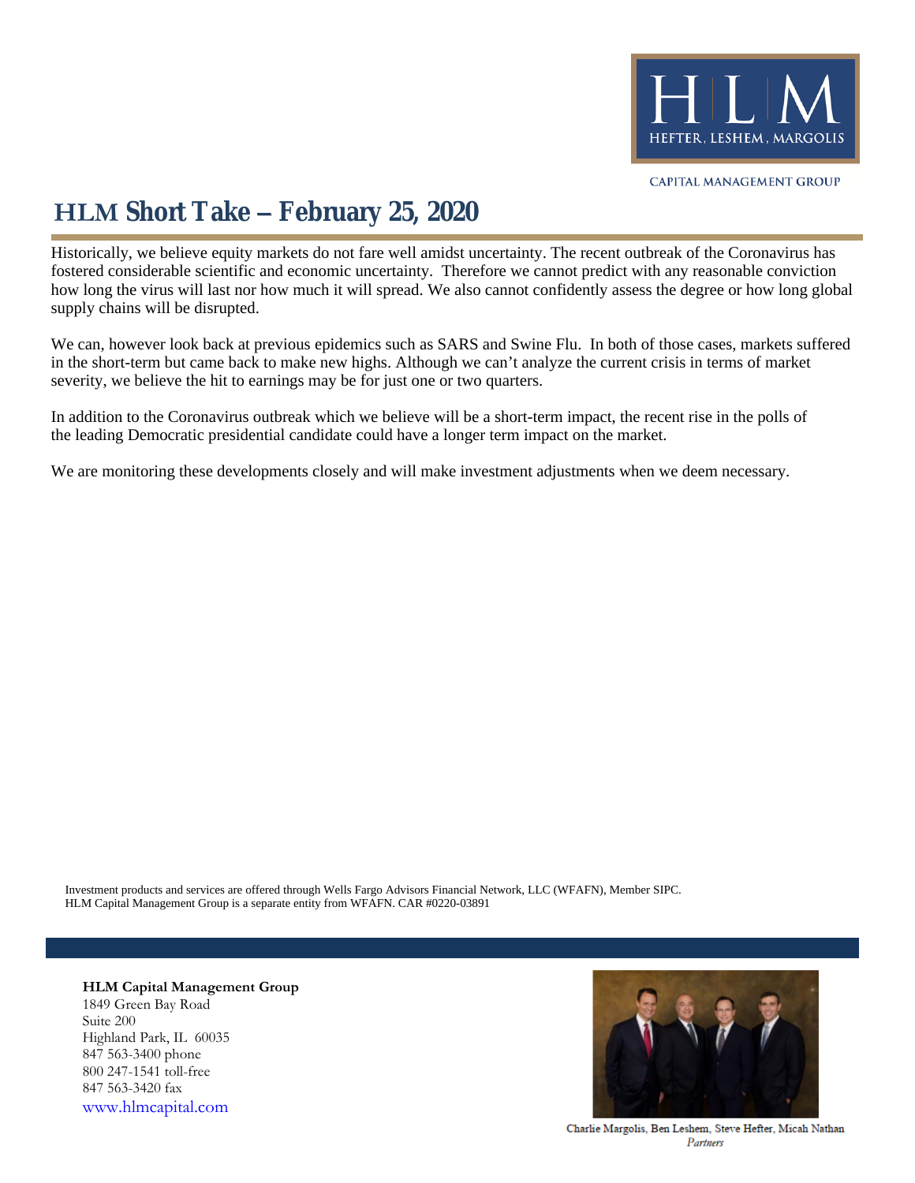HLM

HEFTER, LESHEM, MARGOLIS

CAPITAL MANAGEMENT GROUP

# HLM Short Take – February 25, 2020

Historically, we believe equity markets do not fare well amidst uncertainty. The recent outbreak of the Coronavirus has fostered considerable scientific and economic uncertainty. Therefore we cannot predict with any reasonable conviction how long the virus will last nor how much it will spread. We also cannot confidently assess the degree or how long global supply chains will be disrupted.

We can, however look back at previous epidemics such as SARS and Swine Flu. In both of those cases, markets suffered in the short-term but came back to make new highs. Although we can't analyze the current crisis in terms of market severity, we believe the hit to earnings may be for just one or two quarters.

In addition to the Coronavirus outbreak which we believe will be a short-term impact, the recent rise in the polls of the leading Democratic presidential candidate could have a longer term impact on the market.

We are monitoring these developments closely and will make investment adjustments when we deem necessary.

Investment products and services are offered through Wells Fargo Advisors Financial Network, LLC (WFAFN), Member SIPC. HLM Capital Management Group is a separate entity from WFAFN. CAR #0220-03891

**HLM Capital Management Group**
1849 Green Bay Road
Suite 200
Highland Park, IL 60035
847 563-3400 phone
800 247-1541 toll-free
847 563-3420 fax
www.hlmcapital.com

Charlie Margolis, Ben Leshem, Steve Hefter, Micah Nathan
*Partners*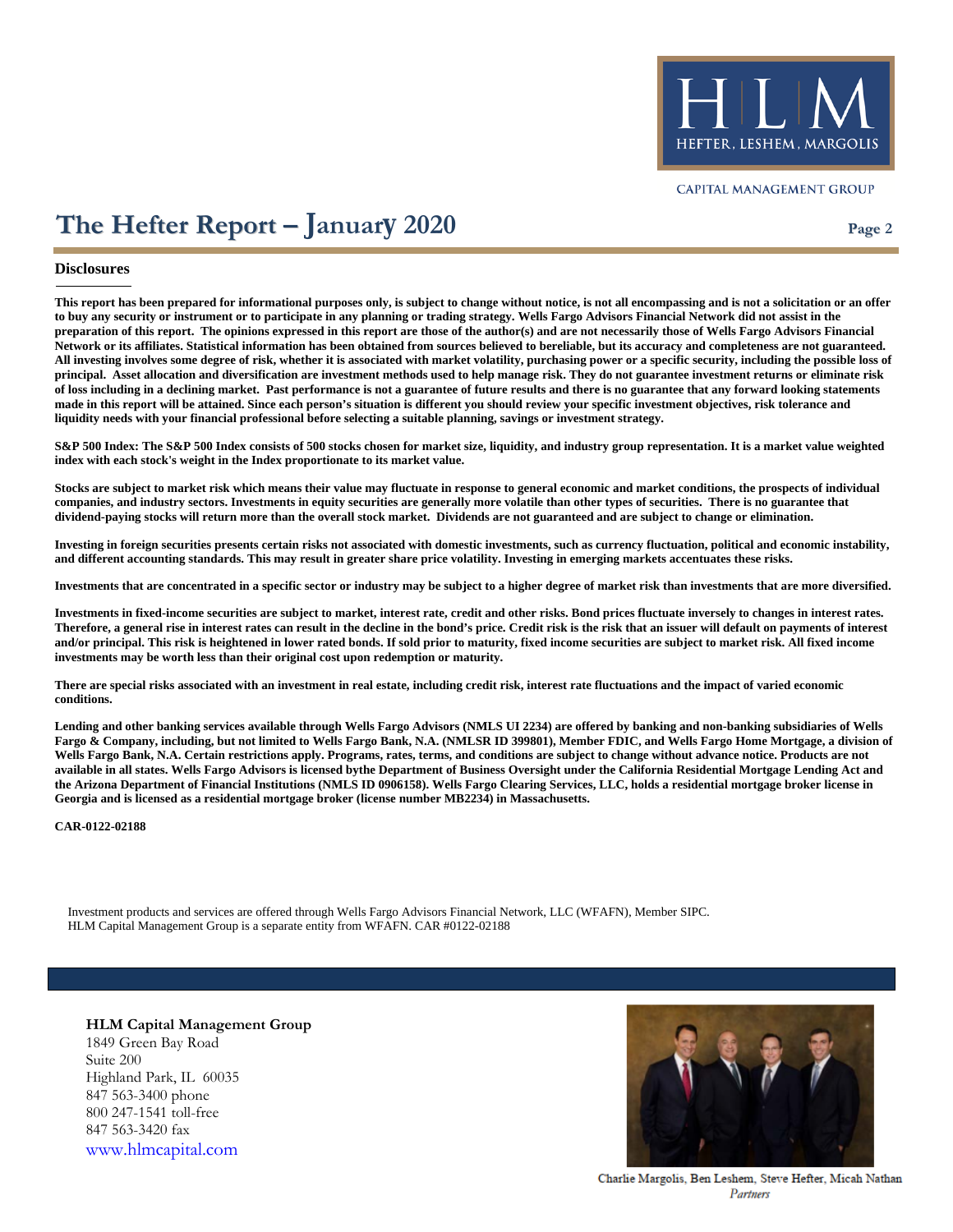## Disclosures

**This report has been prepared for informational purposes only, is subject to change without notice, is not all encompassing and is not a solicitation or an offer to buy any security or instrument or to participate in any planning or trading strategy. Wells Fargo Advisors Financial Network did not assist in the preparation of this report. The opinions expressed in this report are those of the author(s) and are not necessarily those of Wells Fargo Advisors Financial Network or its affiliates. Statistical information has been obtained from sources believed to bereliable, but its accuracy and completeness are not guaranteed. All investing involves some degree of risk, whether it is associated with market volatility, purchasing power or a specific security, including the possible loss of principal. Asset allocation and diversification are investment methods used to help manage risk. They do not guarantee investment returns or eliminate risk of loss including in a declining market. Past performance is not a guarantee of future results and there is no guarantee that any forward looking statements made in this report will be attained. Since each person's situation is different you should review your specific investment objectives, risk tolerance and liquidity needs with your financial professional before selecting a suitable planning, savings or investment strategy.**

**S&P 500 Index: The S&P 500 Index consists of 500 stocks chosen for market size, liquidity, and industry group representation. It is a market value weighted index with each stock's weight in the Index proportionate to its market value.**

**Stocks are subject to market risk which means their value may fluctuate in response to general economic and market conditions, the prospects of individual companies, and industry sectors. Investments in equity securities are generally more volatile than other types of securities. There is no guarantee that dividend-paying stocks will return more than the overall stock market. Dividends are not guaranteed and are subject to change or elimination.**

**Investing in foreign securities presents certain risks not associated with domestic investments, such as currency fluctuation, political and economic instability, and different accounting standards. This may result in greater share price volatility. Investing in emerging markets accentuates these risks.**

**Investments that are concentrated in a specific sector or industry may be subject to a higher degree of market risk than investments that are more diversified.**

**Investments in fixed-income securities are subject to market, interest rate, credit and other risks. Bond prices fluctuate inversely to changes in interest rates. Therefore, a general rise in interest rates can result in the decline in the bond's price. Credit risk is the risk that an issuer will default on payments of interest and/or principal. This risk is heightened in lower rated bonds. If sold prior to maturity, fixed income securities are subject to market risk. All fixed income investments may be worth less than their original cost upon redemption or maturity.**

**There are special risks associated with an investment in real estate, including credit risk, interest rate fluctuations and the impact of varied economic conditions.**

**Lending and other banking services available through Wells Fargo Advisors (NMLS UI 2234) are offered by banking and non-banking subsidiaries of Wells Fargo & Company, including, but not limited to Wells Fargo Bank, N.A. (NMLSR ID 399801), Member FDIC, and Wells Fargo Home Mortgage, a division of Wells Fargo Bank, N.A. Certain restrictions apply. Programs, rates, terms, and conditions are subject to change without advance notice. Products are not available in all states. Wells Fargo Advisors is licensed bythe Department of Business Oversight under the California Residential Mortgage Lending Act and the Arizona Department of Financial Institutions (NMLS ID 0906158). Wells Fargo Clearing Services, LLC, holds a residential mortgage broker license in Georgia and is licensed as a residential mortgage broker (license number MB2234) in Massachusetts.**

**CAR-0122-02188**

Investment products and services are offered through Wells Fargo Advisors Financial Network, LLC (WFAFN), Member SIPC.
HLM Capital Management Group is a separate entity from WFAFN. CAR #0122-02188

**HLM Capital Management Group**
1849 Green Bay Road
Suite 200
Highland Park, IL 60035
847 563-3400 phone
800 247-1541 toll-free
847 563-3420 fax
www.hlmcapital.com

Charlie Margolis, Ben Leshem, Steve Hefter, Micah Nathan
*Partners*